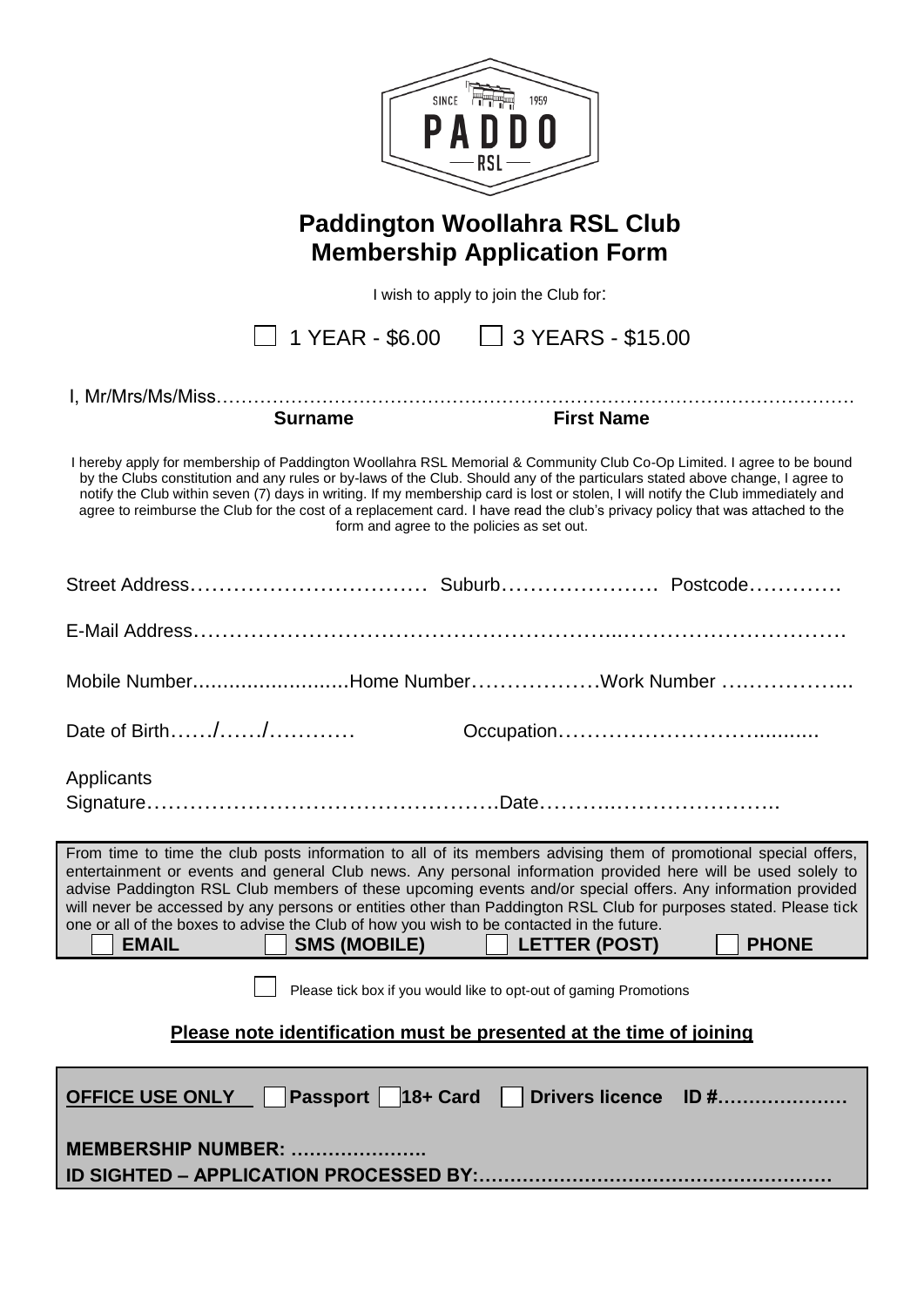SINCE 1959
PADDO
RSL

# Paddington Woollahra RSL Club
# Membership Application Form

I wish to apply to join the Club for:

☐ 1 YEAR - $6.00 ☐ 3 YEARS - $15.00

I, Mr/Mrs/Ms/Miss……………………………………………………………………………………………
**Surname** **First Name**

I hereby apply for membership of Paddington Woollahra RSL Memorial & Community Club Co-Op Limited. I agree to be bound by the Clubs constitution and any rules or by-laws of the Club. Should any of the particulars stated above change, I agree to notify the Club within seven (7) days in writing. If my membership card is lost or stolen, I will notify the Club immediately and agree to reimburse the Club for the cost of a replacement card. I have read the club's privacy policy that was attached to the form and agree to the policies as set out.

Street Address…………………………… Suburb………………… Postcode…………

E-Mail Address……………………………………………………..…………………………

Mobile Number.........................Home Number………………Work Number ……………..

Date of Birth……/……/………… Occupation………………………….........

Applicants Signature………………………………………….Date…………..………………….

From time to time the club posts information to all of its members advising them of promotional special offers, entertainment or events and general Club news. Any personal information provided here will be used solely to advise Paddington RSL Club members of these upcoming events and/or special offers. Any information provided will never be accessed by any persons or entities other than Paddington RSL Club for purposes stated. Please tick one or all of the boxes to advise the Club of how you wish to be contacted in the future.

☐ **EMAIL** ☐ **SMS (MOBILE)** ☐ **LETTER (POST)** ☐ **PHONE**

☐ Please tick box if you would like to opt-out of gaming Promotions

**Please note identification must be presented at the time of joining**

**OFFICE USE ONLY** ☐ **Passport** ☐ **18+ Card** ☐ **Drivers licence ID #…………………**

**MEMBERSHIP NUMBER: ………………….**

**ID SIGHTED – APPLICATION PROCESSED BY:………………………………………………**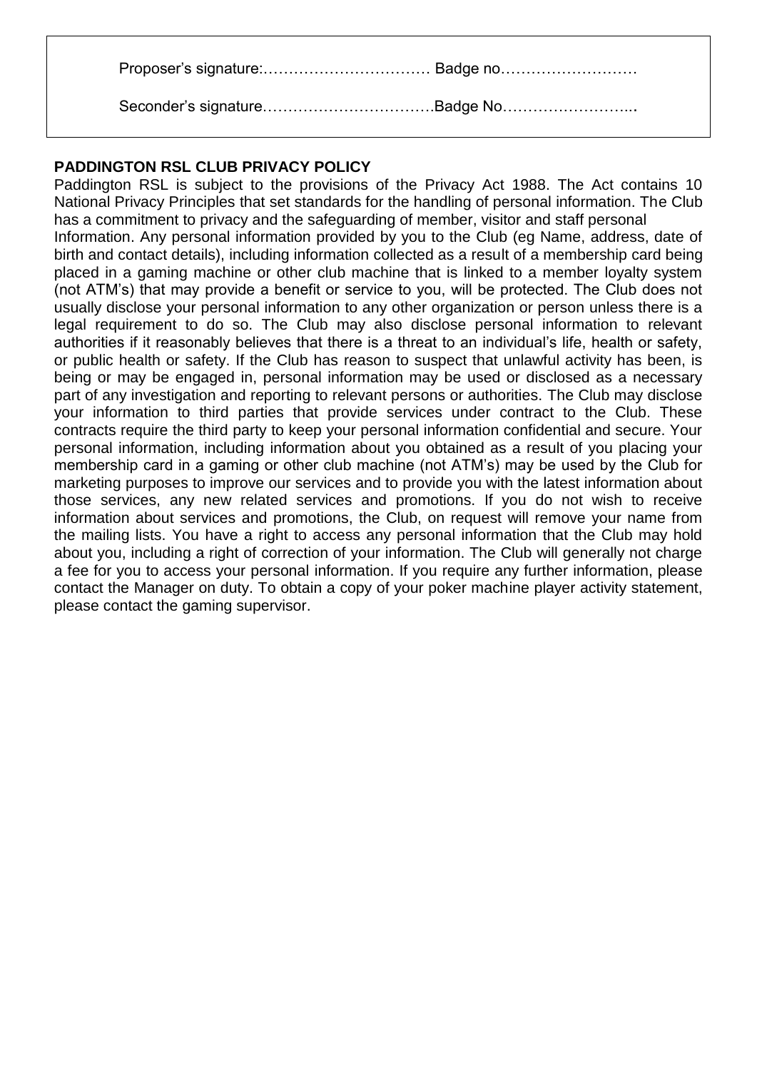Proposer's signature:…………………………… Badge no………………………

Seconder's signature……………………………Badge No……………………...

**PADDINGTON RSL CLUB PRIVACY POLICY**

Paddington RSL is subject to the provisions of the Privacy Act 1988. The Act contains 10 National Privacy Principles that set standards for the handling of personal information. The Club has a commitment to privacy and the safeguarding of member, visitor and staff personal Information. Any personal information provided by you to the Club (eg Name, address, date of birth and contact details), including information collected as a result of a membership card being placed in a gaming machine or other club machine that is linked to a member loyalty system (not ATM's) that may provide a benefit or service to you, will be protected. The Club does not usually disclose your personal information to any other organization or person unless there is a legal requirement to do so. The Club may also disclose personal information to relevant authorities if it reasonably believes that there is a threat to an individual's life, health or safety, or public health or safety. If the Club has reason to suspect that unlawful activity has been, is being or may be engaged in, personal information may be used or disclosed as a necessary part of any investigation and reporting to relevant persons or authorities. The Club may disclose your information to third parties that provide services under contract to the Club. These contracts require the third party to keep your personal information confidential and secure. Your personal information, including information about you obtained as a result of you placing your membership card in a gaming or other club machine (not ATM's) may be used by the Club for marketing purposes to improve our services and to provide you with the latest information about those services, any new related services and promotions. If you do not wish to receive information about services and promotions, the Club, on request will remove your name from the mailing lists. You have a right to access any personal information that the Club may hold about you, including a right of correction of your information. The Club will generally not charge a fee for you to access your personal information. If you require any further information, please contact the Manager on duty. To obtain a copy of your poker machine player activity statement, please contact the gaming supervisor.